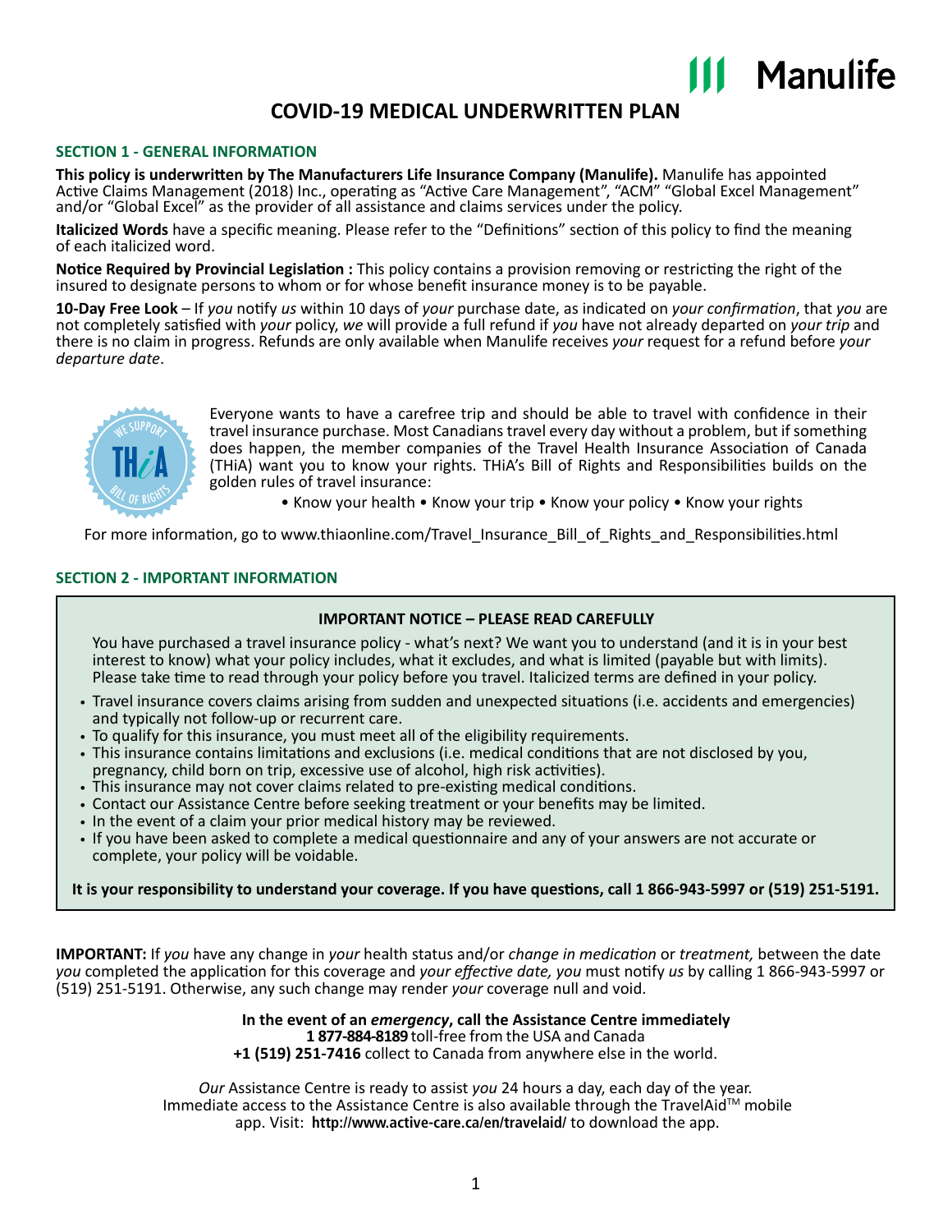Manulife

# COVID-19 MEDICAL UNDERWRITTEN PLAN

## SECTION 1 - GENERAL INFORMATION

**This policy is underwritten by The Manufacturers Life Insurance Company (Manulife).** Manulife has appointed Active Claims Management (2018) Inc., operating as "Active Care Management", "ACM" "Global Excel Management" and/or "Global Excel" as the provider of all assistance and claims services under the policy.

**Italicized Words** have a specific meaning. Please refer to the "Definitions" section of this policy to find the meaning of each italicized word.

**Notice Required by Provincial Legislation :** This policy contains a provision removing or restricting the right of the insured to designate persons to whom or for whose benefit insurance money is to be payable.

**10-Day Free Look** – If *you* notify *us* within 10 days of *your* purchase date, as indicated on *your confirmation*, that *you* are not completely satisfied with *your* policy, *we* will provide a full refund if *you* have not already departed on *your trip* and there is no claim in progress. Refunds are only available when Manulife receives *your* request for a refund before *your departure date*.

Everyone wants to have a carefree trip and should be able to travel with confidence in their travel insurance purchase. Most Canadians travel every day without a problem, but if something does happen, the member companies of the Travel Health Insurance Association of Canada (THiA) want you to know your rights. THiA's Bill of Rights and Responsibilities builds on the golden rules of travel insurance:

• Know your health • Know your trip • Know your policy • Know your rights

For more information, go to www.thiaonline.com/Travel_Insurance_Bill_of_Rights_and_Responsibilities.html

## SECTION 2 - IMPORTANT INFORMATION

**IMPORTANT NOTICE – PLEASE READ CAREFULLY**

You have purchased a travel insurance policy - what's next? We want you to understand (and it is in your best interest to know) what your policy includes, what it excludes, and what is limited (payable but with limits). Please take time to read through your policy before you travel. Italicized terms are defined in your policy.

- Travel insurance covers claims arising from sudden and unexpected situations (i.e. accidents and emergencies) and typically not follow-up or recurrent care.
- To qualify for this insurance, you must meet all of the eligibility requirements.
- This insurance contains limitations and exclusions (i.e. medical conditions that are not disclosed by you, pregnancy, child born on trip, excessive use of alcohol, high risk activities).
- This insurance may not cover claims related to pre-existing medical conditions.
- Contact our Assistance Centre before seeking treatment or your benefits may be limited.
- In the event of a claim your prior medical history may be reviewed.
- If you have been asked to complete a medical questionnaire and any of your answers are not accurate or complete, your policy will be voidable.

**It is your responsibility to understand your coverage. If you have questions, call 1 866-943-5997 or (519) 251-5191.**

**IMPORTANT:** If *you* have any change in *your* health status and/or *change in medication* or *treatment,* between the date *you* completed the application for this coverage and *your effective date, you* must notify *us* by calling 1 866-943-5997 or (519) 251-5191. Otherwise, any such change may render *your* coverage null and void.

**In the event of an *emergency*, call the Assistance Centre immediately**
**1 877-884-8189** toll-free from the USA and Canada
**+1 (519) 251-7416** collect to Canada from anywhere else in the world.

*Our* Assistance Centre is ready to assist *you* 24 hours a day, each day of the year. Immediate access to the Assistance Centre is also available through the TravelAid™ mobile app. Visit: **http://www.active-care.ca/en/travelaid/** to download the app.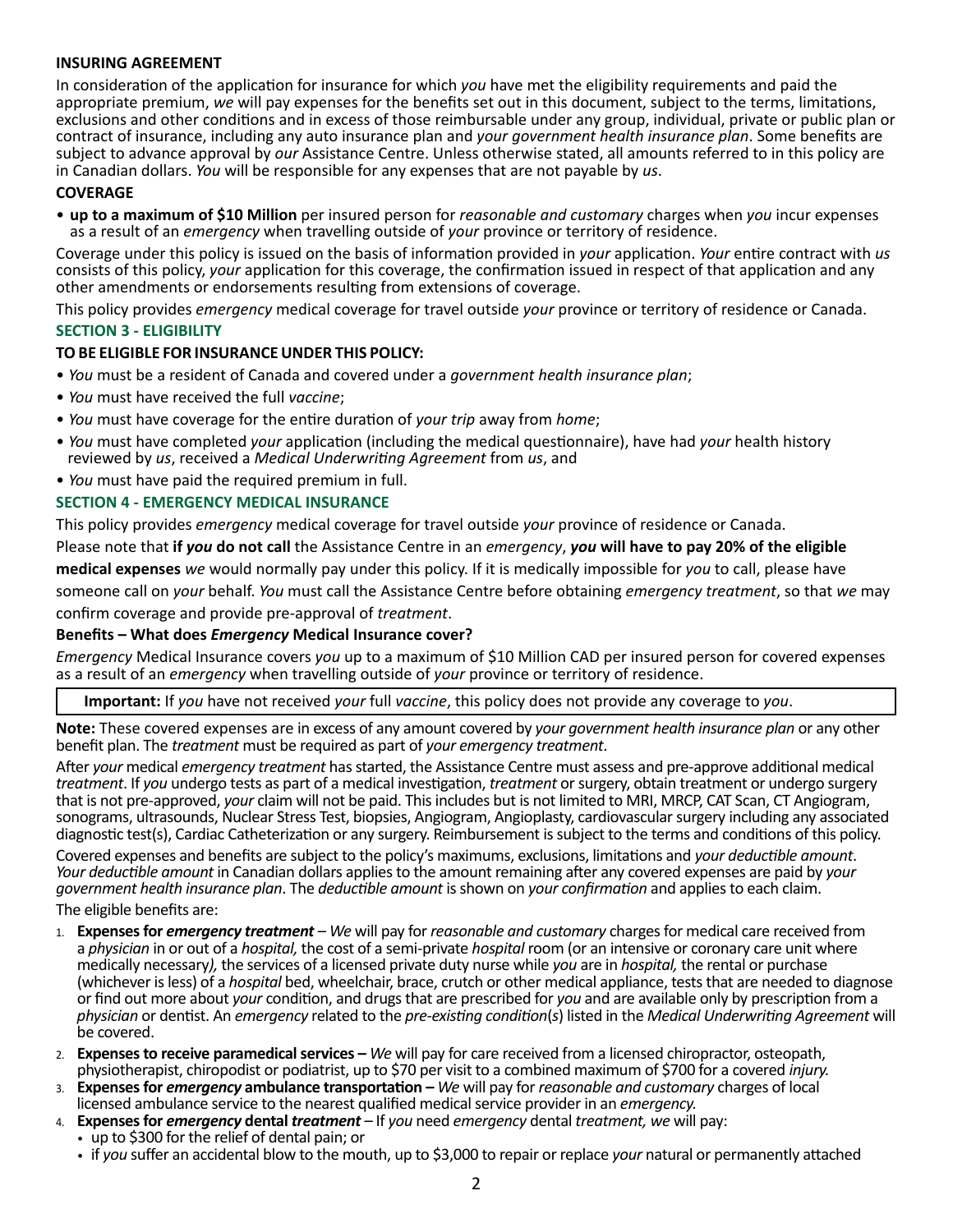**INSURING AGREEMENT**

In consideration of the application for insurance for which *you* have met the eligibility requirements and paid the appropriate premium, *we* will pay expenses for the benefits set out in this document, subject to the terms, limitations, exclusions and other conditions and in excess of those reimbursable under any group, individual, private or public plan or contract of insurance, including any auto insurance plan and *your government health insurance plan*. Some benefits are subject to advance approval by *our* Assistance Centre. Unless otherwise stated, all amounts referred to in this policy are in Canadian dollars. *You* will be responsible for any expenses that are not payable by *us*.

**COVERAGE**

- **up to a maximum of $10 Million** per insured person for *reasonable and customary* charges when *you* incur expenses as a result of an *emergency* when travelling outside of *your* province or territory of residence.

Coverage under this policy is issued on the basis of information provided in *your* application. *Your* entire contract with *us* consists of this policy, *your* application for this coverage, the confirmation issued in respect of that application and any other amendments or endorsements resulting from extensions of coverage.

This policy provides *emergency* medical coverage for travel outside *your* province or territory of residence or Canada.

## SECTION 3 - ELIGIBILITY

**TO BE ELIGIBLE FOR INSURANCE UNDER THIS POLICY:**

- *You* must be a resident of Canada and covered under a *government health insurance plan*;
- *You* must have received the full *vaccine*;
- *You* must have coverage for the entire duration of *your trip* away from *home*;
- *You* must have completed *your* application (including the medical questionnaire), have had *your* health history reviewed by *us*, received a *Medical Underwriting Agreement* from *us*, and
- *You* must have paid the required premium in full.

## SECTION 4 - EMERGENCY MEDICAL INSURANCE

This policy provides *emergency* medical coverage for travel outside *your* province of residence or Canada.

Please note that **if *you* do not call** the Assistance Centre in an *emergency*, ***you* will have to pay 20% of the eligible medical expenses** *we* would normally pay under this policy. If it is medically impossible for *you* to call, please have someone call on *your* behalf. *You* must call the Assistance Centre before obtaining *emergency treatment*, so that *we* may confirm coverage and provide pre-approval of *treatment*.

**Benefits – What does *Emergency* Medical Insurance cover?**

*Emergency* Medical Insurance covers *you* up to a maximum of $10 Million CAD per insured person for covered expenses as a result of an *emergency* when travelling outside of *your* province or territory of residence.

**Important:** If *you* have not received *your* full *vaccine*, this policy does not provide any coverage to *you*.

**Note:** These covered expenses are in excess of any amount covered by *your government health insurance plan* or any other benefit plan. The *treatment* must be required as part of *your emergency treatment*.

After *your* medical *emergency treatment* has started, the Assistance Centre must assess and pre-approve additional medical *treatment*. If *you* undergo tests as part of a medical investigation, *treatment* or surgery, obtain treatment or undergo surgery that is not pre-approved, *your* claim will not be paid. This includes but is not limited to MRI, MRCP, CAT Scan, CT Angiogram, sonograms, ultrasounds, Nuclear Stress Test, biopsies, Angiogram, Angioplasty, cardiovascular surgery including any associated diagnostic test(s), Cardiac Catheterization or any surgery. Reimbursement is subject to the terms and conditions of this policy.

Covered expenses and benefits are subject to the policy's maximums, exclusions, limitations and *your deductible amount*. *Your deductible amount* in Canadian dollars applies to the amount remaining after any covered expenses are paid by *your government health insurance plan*. The *deductible amount* is shown on *your confirmation* and applies to each claim.

The eligible benefits are:

1. **Expenses for *emergency treatment*** – *We* will pay for *reasonable and customary* charges for medical care received from a *physician* in or out of a *hospital,* the cost of a semi-private *hospital* room (or an intensive or coronary care unit where medically necessary*),* the services of a licensed private duty nurse while *you* are in *hospital,* the rental or purchase (whichever is less) of a *hospital* bed, wheelchair, brace, crutch or other medical appliance, tests that are needed to diagnose or find out more about *your* condition, and drugs that are prescribed for *you* and are available only by prescription from a *physician* or dentist. An *emergency* related to the *pre-existing condition*(*s*) listed in the *Medical Underwriting Agreement* will be covered.
2. **Expenses to receive paramedical services –** *We* will pay for care received from a licensed chiropractor, osteopath, physiotherapist, chiropodist or podiatrist, up to $70 per visit to a combined maximum of $700 for a covered *injury.*
3. **Expenses for *emergency* ambulance transportation –** *We* will pay for *reasonable and customary* charges of local licensed ambulance service to the nearest qualified medical service provider in an *emergency.*
4. **Expenses for *emergency* dental *treatment*** – If *you* need *emergency* dental *treatment, we* will pay:
   - up to $300 for the relief of dental pain; or
   - if *you* suffer an accidental blow to the mouth, up to $3,000 to repair or replace *your* natural or permanently attached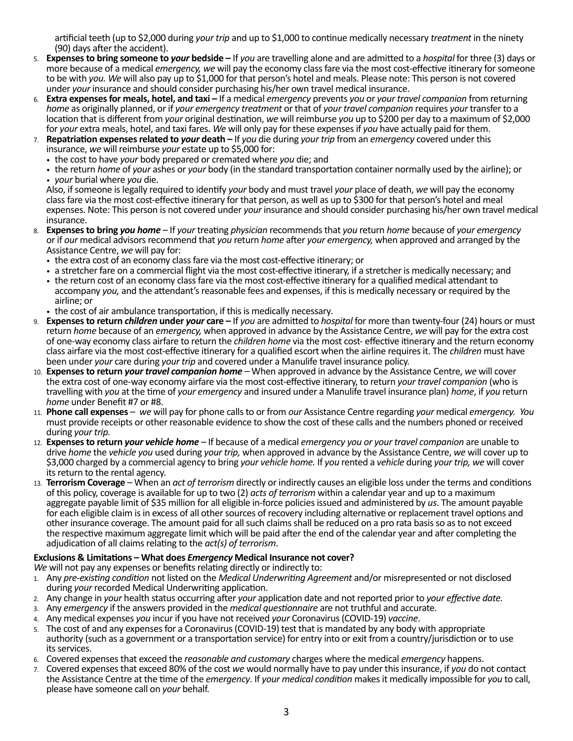artificial teeth (up to $2,000 during *your trip* and up to $1,000 to continue medically necessary *treatment* in the ninety (90) days after the accident).

5. **Expenses to bring someone to *your* bedside –** If *you* are travelling alone and are admitted to a *hospital* for three (3) days or more because of a medical *emergency, we* will pay the economy class fare via the most cost-effective itinerary for someone to be with *you. We* will also pay up to $1,000 for that person's hotel and meals. Please note: This person is not covered under *your* insurance and should consider purchasing his/her own travel medical insurance.
6. **Extra expenses for meals, hotel, and taxi –** If a medical *emergency* prevents *you* or *your travel companion* from returning *home* as originally planned, or if *your emergency treatment* or that of *your travel companion* requires *your* transfer to a location that is different from *your* original destination, *we* will reimburse *you* up to $200 per day to a maximum of $2,000 for *your* extra meals, hotel, and taxi fares. *We* will only pay for these expenses if *you* have actually paid for them.
7. **Repatriation expenses related to *your* death –** If *you* die during *your trip* from an *emergency* covered under this insurance, *we* will reimburse *your* estate up to $5,000 for:
   - the cost to have *your* body prepared or cremated where *you* die; and
   - the return *home* of *your* ashes or *your* body (in the standard transportation container normally used by the airline); or
   - *your* burial where *you* die.

   Also, if someone is legally required to identify *your* body and must travel *your* place of death, *we* will pay the economy class fare via the most cost-effective itinerary for that person, as well as up to $300 for that person's hotel and meal expenses. Note: This person is not covered under *your* insurance and should consider purchasing his/her own travel medical insurance.
8. **Expenses to bring *you home*** – If *your* treating *physician* recommends that *you* return *home* because of *your emergency* or if *our* medical advisors recommend that *you* return *home* after *your emergency,* when approved and arranged by the Assistance Centre, *we* will pay for:
   - the extra cost of an economy class fare via the most cost-effective itinerary; or
   - a stretcher fare on a commercial flight via the most cost-effective itinerary, if a stretcher is medically necessary; and
   - the return cost of an economy class fare via the most cost-effective itinerary for a qualified medical attendant to accompany *you,* and the attendant's reasonable fees and expenses, if this is medically necessary or required by the airline; or
   - the cost of air ambulance transportation, if this is medically necessary.
9. **Expenses to return *children* under *your* care –** If *you* are admitted to *hospital* for more than twenty-four (24) hours or must return *home* because of an *emergency,* when approved in advance by the Assistance Centre, *we* will pay for the extra cost of one-way economy class airfare to return the *children home* via the most cost- effective itinerary and the return economy class airfare via the most cost-effective itinerary for a qualified escort when the airline requires it. The *children* must have been under *your* care during *your trip* and covered under a Manulife travel insurance policy.
10. **Expenses to return *your travel companion home*** – When approved in advance by the Assistance Centre, *we* will cover the extra cost of one-way economy airfare via the most cost-effective itinerary, to return *your travel companion* (who is travelling with *you* at the time of *your emergency* and insured under a Manulife travel insurance plan) *home*, if *you* return *home* under Benefit #7 or #8.
11. **Phone call expenses** – *we* will pay for phone calls to or from *our* Assistance Centre regarding *your* medical *emergency. You* must provide receipts or other reasonable evidence to show the cost of these calls and the numbers phoned or received during *your trip.*
12. **Expenses to return *your vehicle home*** – If because of a medical *emergency you or your travel companion* are unable to drive *home* the *vehicle you* used during *your trip,* when approved in advance by the Assistance Centre, *we* will cover up to $3,000 charged by a commercial agency to bring *your vehicle home.* If *you* rented a *vehicle* during *your trip, we* will cover its return to the rental agency.
13. **Terrorism Coverage** – When an *act of terrorism* directly or indirectly causes an eligible loss under the terms and conditions of this policy, coverage is available for up to two (2) *acts of terrorism* within a calendar year and up to a maximum aggregate payable limit of $35 million for all eligible in-force policies issued and administered by *us*. The amount payable for each eligible claim is in excess of all other sources of recovery including alternative or replacement travel options and other insurance coverage. The amount paid for all such claims shall be reduced on a pro rata basis so as to not exceed the respective maximum aggregate limit which will be paid after the end of the calendar year and after completing the adjudication of all claims relating to the *act(s) of terrorism*.

**Exclusions & Limitations – What does *Emergency* Medical Insurance not cover?**

*We* will not pay any expenses or benefits relating directly or indirectly to:

1. Any *pre-existing condition* not listed on the *Medical Underwriting Agreement* and/or misrepresented or not disclosed during *your* recorded Medical Underwriting application.
2. Any change in *your* health status occurring after *your* application date and not reported prior to *your effective date.*
3. Any *emergency* if the answers provided in the *medical questionnaire* are not truthful and accurate.
4. Any medical expenses *you* incur if you have not received *your* Coronavirus (COVID-19) *vaccine*.
5. The cost of and any expenses for a Coronavirus (COVID-19) test that is mandated by any body with appropriate authority (such as a government or a transportation service) for entry into or exit from a country/jurisdiction or to use its services.
6. Covered expenses that exceed the *reasonable and customary* charges where the medical *emergency* happens.
7. Covered expenses that exceed 80% of the cost *we* would normally have to pay under this insurance, if *you* do not contact the Assistance Centre at the time of the *emergency*. If *your medical condition* makes it medically impossible for *you* to call, please have someone call on *your* behalf.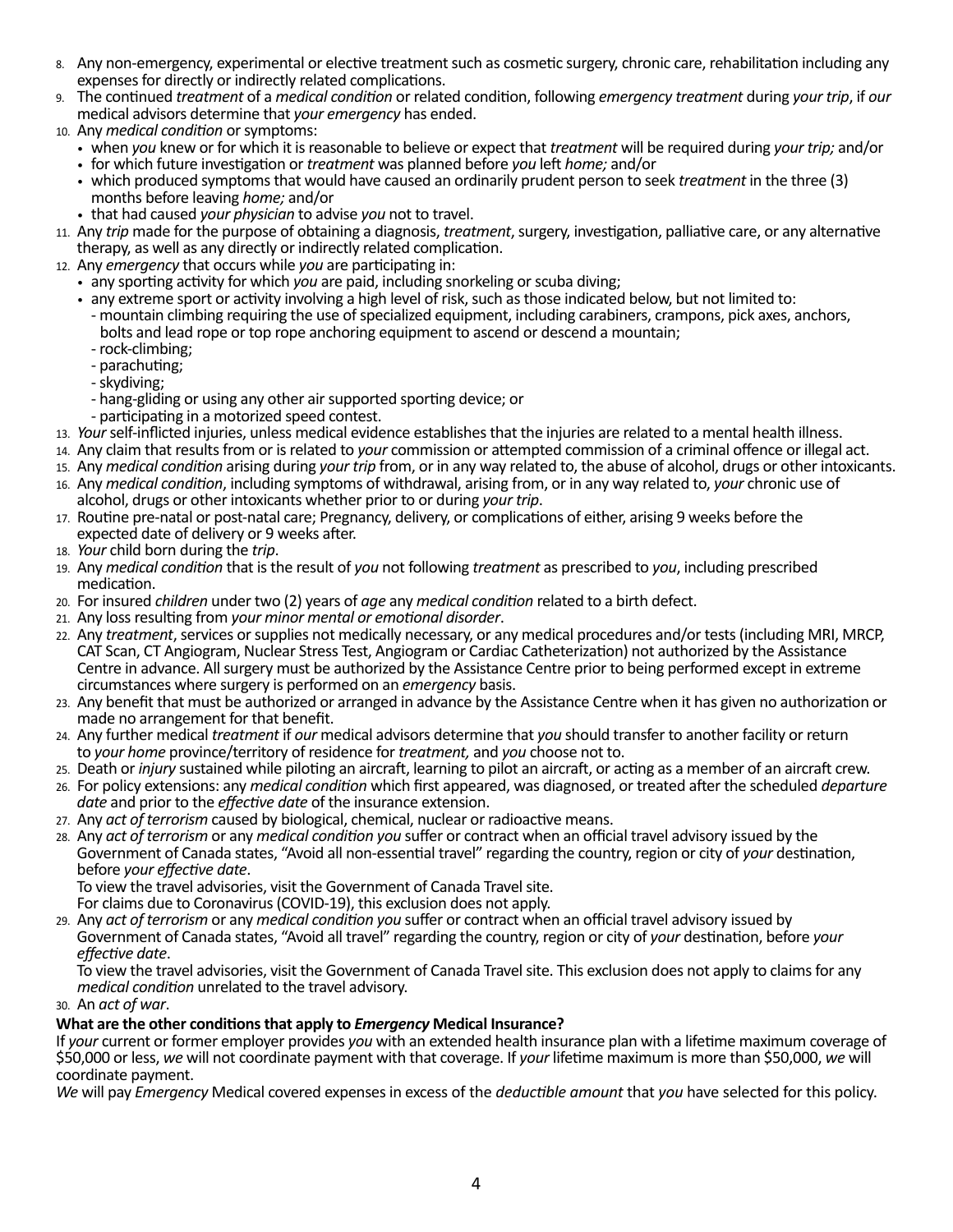8. Any non-emergency, experimental or elective treatment such as cosmetic surgery, chronic care, rehabilitation including any expenses for directly or indirectly related complications.
9. The continued *treatment* of a *medical condition* or related condition, following *emergency treatment* during *your trip*, if *our* medical advisors determine that *your emergency* has ended.
10. Any *medical condition* or symptoms:
    - when *you* knew or for which it is reasonable to believe or expect that *treatment* will be required during *your trip;* and/or
    - for which future investigation or *treatment* was planned before *you* left *home;* and/or
    - which produced symptoms that would have caused an ordinarily prudent person to seek *treatment* in the three (3) months before leaving *home;* and/or
    - that had caused *your physician* to advise *you* not to travel.
11. Any *trip* made for the purpose of obtaining a diagnosis, *treatment*, surgery, investigation, palliative care, or any alternative therapy, as well as any directly or indirectly related complication.
12. Any *emergency* that occurs while *you* are participating in:
    - any sporting activity for which *you* are paid, including snorkeling or scuba diving;
    - any extreme sport or activity involving a high level of risk, such as those indicated below, but not limited to:
      - mountain climbing requiring the use of specialized equipment, including carabiners, crampons, pick axes, anchors, bolts and lead rope or top rope anchoring equipment to ascend or descend a mountain;
      - rock-climbing;
      - parachuting;
      - skydiving;
      - hang-gliding or using any other air supported sporting device; or
      - participating in a motorized speed contest.
13. *Your* self-inflicted injuries, unless medical evidence establishes that the injuries are related to a mental health illness.
14. Any claim that results from or is related to *your* commission or attempted commission of a criminal offence or illegal act.
15. Any *medical condition* arising during *your trip* from, or in any way related to, the abuse of alcohol, drugs or other intoxicants.
16. Any *medical condition*, including symptoms of withdrawal, arising from, or in any way related to, *your* chronic use of alcohol, drugs or other intoxicants whether prior to or during *your trip*.
17. Routine pre-natal or post-natal care; Pregnancy, delivery, or complications of either, arising 9 weeks before the expected date of delivery or 9 weeks after.
18. *Your* child born during the *trip*.
19. Any *medical condition* that is the result of *you* not following *treatment* as prescribed to *you*, including prescribed medication.
20. For insured *children* under two (2) years of *age* any *medical condition* related to a birth defect.
21. Any loss resulting from *your minor mental or emotional disorder*.
22. Any *treatment*, services or supplies not medically necessary, or any medical procedures and/or tests (including MRI, MRCP, CAT Scan, CT Angiogram, Nuclear Stress Test, Angiogram or Cardiac Catheterization) not authorized by the Assistance Centre in advance. All surgery must be authorized by the Assistance Centre prior to being performed except in extreme circumstances where surgery is performed on an *emergency* basis.
23. Any benefit that must be authorized or arranged in advance by the Assistance Centre when it has given no authorization or made no arrangement for that benefit.
24. Any further medical *treatment* if *our* medical advisors determine that *you* should transfer to another facility or return to *your home* province/territory of residence for *treatment,* and *you* choose not to.
25. Death or *injury* sustained while piloting an aircraft, learning to pilot an aircraft, or acting as a member of an aircraft crew.
26. For policy extensions: any *medical condition* which first appeared, was diagnosed, or treated after the scheduled *departure date* and prior to the *effective date* of the insurance extension.
27. Any *act of terrorism* caused by biological, chemical, nuclear or radioactive means.
28. Any *act of terrorism* or any *medical condition you* suffer or contract when an official travel advisory issued by the Government of Canada states, "Avoid all non-essential travel" regarding the country, region or city of *your* destination, before *your effective date*.
    To view the travel advisories, visit the Government of Canada Travel site.
    For claims due to Coronavirus (COVID-19), this exclusion does not apply.
29. Any *act of terrorism* or any *medical condition you* suffer or contract when an official travel advisory issued by Government of Canada states, "Avoid all travel" regarding the country, region or city of *your* destination, before *your effective date*.
    To view the travel advisories, visit the Government of Canada Travel site. This exclusion does not apply to claims for any *medical condition* unrelated to the travel advisory.
30. An *act of war*.

**What are the other conditions that apply to *Emergency* Medical Insurance?**

If *your* current or former employer provides *you* with an extended health insurance plan with a lifetime maximum coverage of $50,000 or less, *we* will not coordinate payment with that coverage. If *your* lifetime maximum is more than $50,000, *we* will coordinate payment.

*We* will pay *Emergency* Medical covered expenses in excess of the *deductible amount* that *you* have selected for this policy.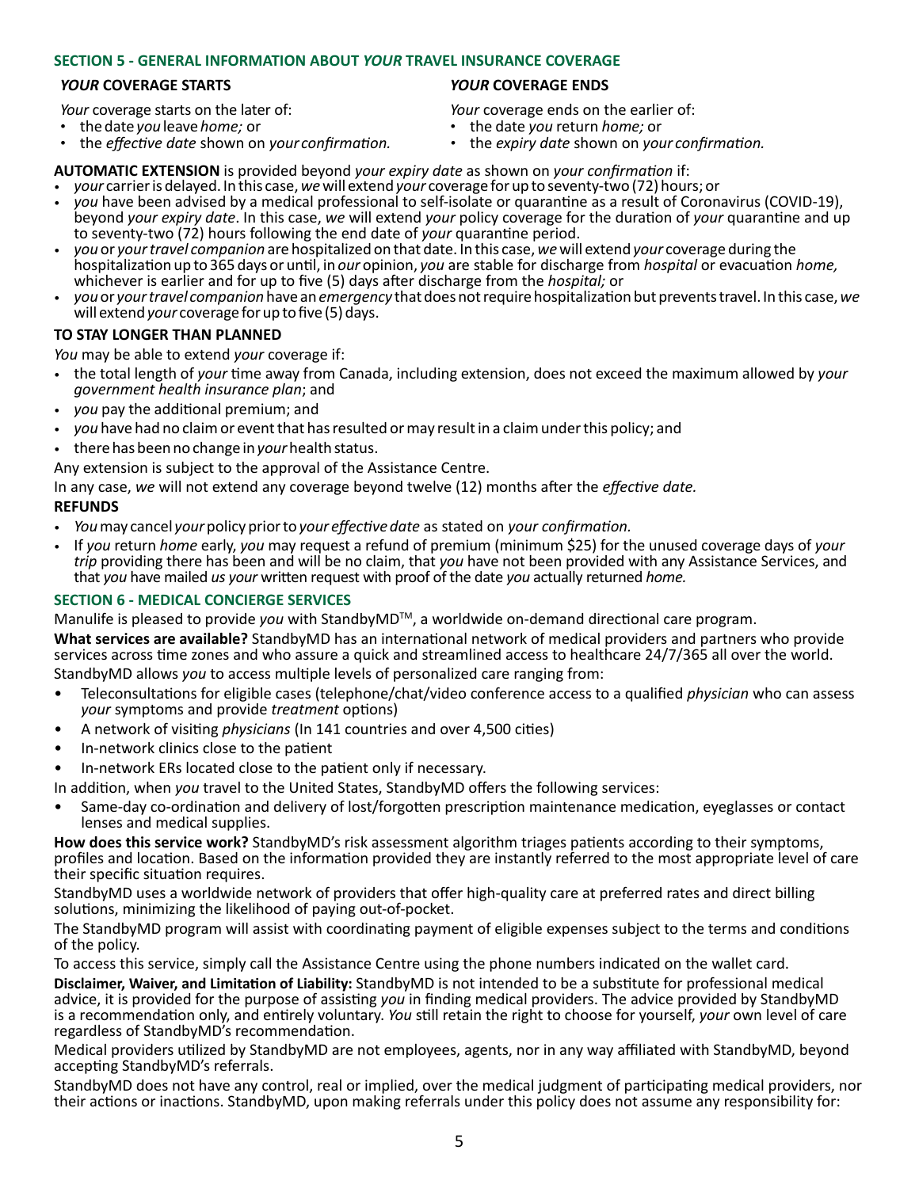## SECTION 5 - GENERAL INFORMATION ABOUT *YOUR* TRAVEL INSURANCE COVERAGE

### *YOUR* COVERAGE STARTS

*Your* coverage starts on the later of:

- the date *you* leave *home;* or
- the *effective date* shown on *your confirmation.*

### *YOUR* COVERAGE ENDS

*Your* coverage ends on the earlier of:

- the date *you* return *home;* or
- the *expiry date* shown on *your confirmation.*

**AUTOMATIC EXTENSION** is provided beyond *your expiry date* as shown on *your confirmation* if:

- *your* carrier is delayed. In this case, *we* will extend *your* coverage for up to seventy-two (72) hours; or
- *you* have been advised by a medical professional to self-isolate or quarantine as a result of Coronavirus (COVID-19), beyond *your expiry date*. In this case, *we* will extend *your* policy coverage for the duration of *your* quarantine and up to seventy-two (72) hours following the end date of *your* quarantine period.
- *you* or *your travel companion* are hospitalized on that date. In this case, *we* will extend *your* coverage during the hospitalization up to 365 days or until, in *our* opinion, *you* are stable for discharge from *hospital* or evacuation *home,* whichever is earlier and for up to five (5) days after discharge from the *hospital;* or
- *you* or *your travel companion* have an *emergency* that does not require hospitalization but prevents travel. In this case, *we* will extend *your* coverage for up to five (5) days.

### TO STAY LONGER THAN PLANNED

*You* may be able to extend *your* coverage if:

- the total length of *your* time away from Canada, including extension, does not exceed the maximum allowed by *your government health insurance plan*; and
- *you* pay the additional premium; and
- *you* have had no claim or event that has resulted or may result in a claim under this policy; and
- there has been no change in *your* health status.

Any extension is subject to the approval of the Assistance Centre.

In any case, *we* will not extend any coverage beyond twelve (12) months after the *effective date.*

### REFUNDS

- *You* may cancel *your* policy prior to *your effective date* as stated on *your confirmation.*
- If *you* return *home* early, *you* may request a refund of premium (minimum $25) for the unused coverage days of *your trip* providing there has been and will be no claim, that *you* have not been provided with any Assistance Services, and that *you* have mailed *us your* written request with proof of the date *you* actually returned *home.*

## SECTION 6 - MEDICAL CONCIERGE SERVICES

Manulife is pleased to provide *you* with StandbyMD™, a worldwide on-demand directional care program.

**What services are available?** StandbyMD has an international network of medical providers and partners who provide services across time zones and who assure a quick and streamlined access to healthcare 24/7/365 all over the world. StandbyMD allows *you* to access multiple levels of personalized care ranging from:

- Teleconsultations for eligible cases (telephone/chat/video conference access to a qualified *physician* who can assess *your* symptoms and provide *treatment* options)
- A network of visiting *physicians* (In 141 countries and over 4,500 cities)
- In-network clinics close to the patient
- In-network ERs located close to the patient only if necessary.

In addition, when *you* travel to the United States, StandbyMD offers the following services:

- Same-day co-ordination and delivery of lost/forgotten prescription maintenance medication, eyeglasses or contact lenses and medical supplies.

**How does this service work?** StandbyMD's risk assessment algorithm triages patients according to their symptoms, profiles and location. Based on the information provided they are instantly referred to the most appropriate level of care their specific situation requires.

StandbyMD uses a worldwide network of providers that offer high-quality care at preferred rates and direct billing solutions, minimizing the likelihood of paying out-of-pocket.

The StandbyMD program will assist with coordinating payment of eligible expenses subject to the terms and conditions of the policy.

To access this service, simply call the Assistance Centre using the phone numbers indicated on the wallet card.

**Disclaimer, Waiver, and Limitation of Liability:** StandbyMD is not intended to be a substitute for professional medical advice, it is provided for the purpose of assisting *you* in finding medical providers. The advice provided by StandbyMD is a recommendation only, and entirely voluntary. *You* still retain the right to choose for yourself, *your* own level of care regardless of StandbyMD's recommendation.

Medical providers utilized by StandbyMD are not employees, agents, nor in any way affiliated with StandbyMD, beyond accepting StandbyMD's referrals.

StandbyMD does not have any control, real or implied, over the medical judgment of participating medical providers, nor their actions or inactions. StandbyMD, upon making referrals under this policy does not assume any responsibility for: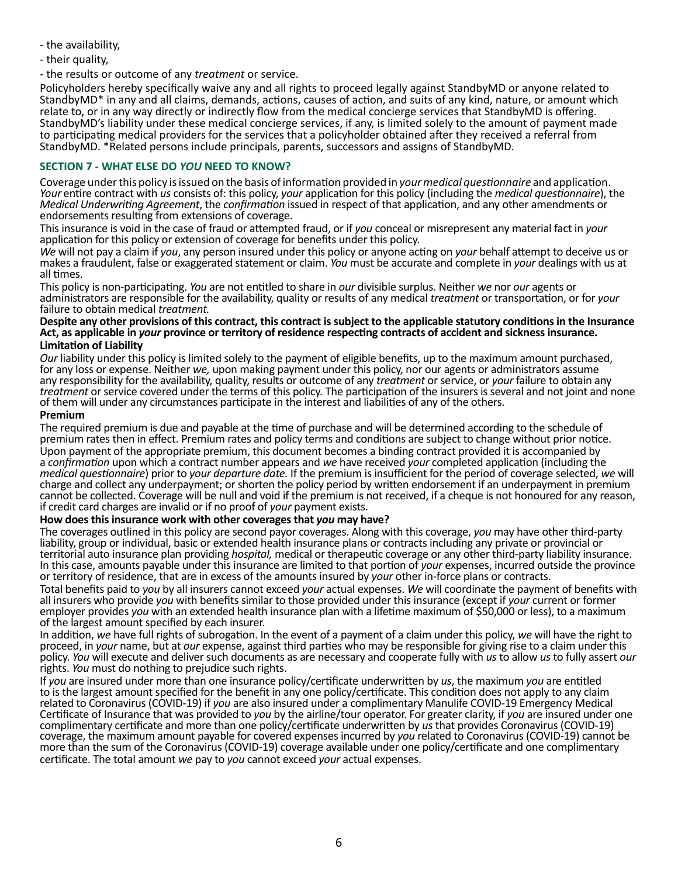- the availability,
- their quality,
- the results or outcome of any *treatment* or service.

Policyholders hereby specifically waive any and all rights to proceed legally against StandbyMD or anyone related to StandbyMD* in any and all claims, demands, actions, causes of action, and suits of any kind, nature, or amount which relate to, or in any way directly or indirectly flow from the medical concierge services that StandbyMD is offering. StandbyMD's liability under these medical concierge services, if any, is limited solely to the amount of payment made to participating medical providers for the services that a policyholder obtained after they received a referral from StandbyMD. *Related persons include principals, parents, successors and assigns of StandbyMD.

## SECTION 7 - WHAT ELSE DO *YOU* NEED TO KNOW?

Coverage under this policy is issued on the basis of information provided in *your medical questionnaire* and application. *Your* entire contract with *us* consists of: this policy, *your* application for this policy (including the *medical questionnaire*), the *Medical Underwriting Agreement*, the *confirmation* issued in respect of that application, and any other amendments or endorsements resulting from extensions of coverage.

This insurance is void in the case of fraud or attempted fraud, or if *you* conceal or misrepresent any material fact in *your* application for this policy or extension of coverage for benefits under this policy.

*We* will not pay a claim if *you*, any person insured under this policy or anyone acting on *your* behalf attempt to deceive us or makes a fraudulent, false or exaggerated statement or claim. *You* must be accurate and complete in *your* dealings with us at all times.

This policy is non-participating. *You* are not entitled to share in *our* divisible surplus. Neither *we* nor *our* agents or administrators are responsible for the availability, quality or results of any medical *treatment* or transportation, or for *your* failure to obtain medical *treatment.*

**Despite any other provisions of this contract, this contract is subject to the applicable statutory conditions in the Insurance Act, as applicable in *your* province or territory of residence respecting contracts of accident and sickness insurance.**

**Limitation of Liability**

*Our* liability under this policy is limited solely to the payment of eligible benefits, up to the maximum amount purchased, for any loss or expense. Neither *we,* upon making payment under this policy, nor our agents or administrators assume any responsibility for the availability, quality, results or outcome of any *treatment* or service, or *your* failure to obtain any *treatment* or service covered under the terms of this policy. The participation of the insurers is several and not joint and none of them will under any circumstances participate in the interest and liabilities of any of the others.

**Premium**

The required premium is due and payable at the time of purchase and will be determined according to the schedule of premium rates then in effect. Premium rates and policy terms and conditions are subject to change without prior notice. Upon payment of the appropriate premium, this document becomes a binding contract provided it is accompanied by a *confirmation* upon which a contract number appears and *we* have received *your* completed application (including the *medical questionnaire*) prior to *your departure date.* If the premium is insufficient for the period of coverage selected, *we* will charge and collect any underpayment; or shorten the policy period by written endorsement if an underpayment in premium cannot be collected. Coverage will be null and void if the premium is not received, if a cheque is not honoured for any reason, if credit card charges are invalid or if no proof of *your* payment exists.

**How does this insurance work with other coverages that *you* may have?**

The coverages outlined in this policy are second payor coverages. Along with this coverage, *you* may have other third-party liability, group or individual, basic or extended health insurance plans or contracts including any private or provincial or territorial auto insurance plan providing *hospital,* medical or therapeutic coverage or any other third-party liability insurance. In this case, amounts payable under this insurance are limited to that portion of *your* expenses, incurred outside the province or territory of residence, that are in excess of the amounts insured by *your* other in-force plans or contracts.

Total benefits paid to *you* by all insurers cannot exceed *your* actual expenses. *We* will coordinate the payment of benefits with all insurers who provide *you* with benefits similar to those provided under this insurance (except if *your* current or former employer provides *you* with an extended health insurance plan with a lifetime maximum of $50,000 or less), to a maximum of the largest amount specified by each insurer.

In addition, *we* have full rights of subrogation. In the event of a payment of a claim under this policy, *we* will have the right to proceed, in *your* name, but at *our* expense, against third parties who may be responsible for giving rise to a claim under this policy. *You* will execute and deliver such documents as are necessary and cooperate fully with *us* to allow *us* to fully assert *our* rights. *You* must do nothing to prejudice such rights.

If *you* are insured under more than one insurance policy/certificate underwritten by *us*, the maximum *you* are entitled to is the largest amount specified for the benefit in any one policy/certificate. This condition does not apply to any claim related to Coronavirus (COVID-19) if *you* are also insured under a complimentary Manulife COVID-19 Emergency Medical Certificate of Insurance that was provided to *you* by the airline/tour operator. For greater clarity, if *you* are insured under one complimentary certificate and more than one policy/certificate underwritten by *us* that provides Coronavirus (COVID-19) coverage, the maximum amount payable for covered expenses incurred by *you* related to Coronavirus (COVID-19) cannot be more than the sum of the Coronavirus (COVID-19) coverage available under one policy/certificate and one complimentary certificate. The total amount *we* pay to *you* cannot exceed *your* actual expenses.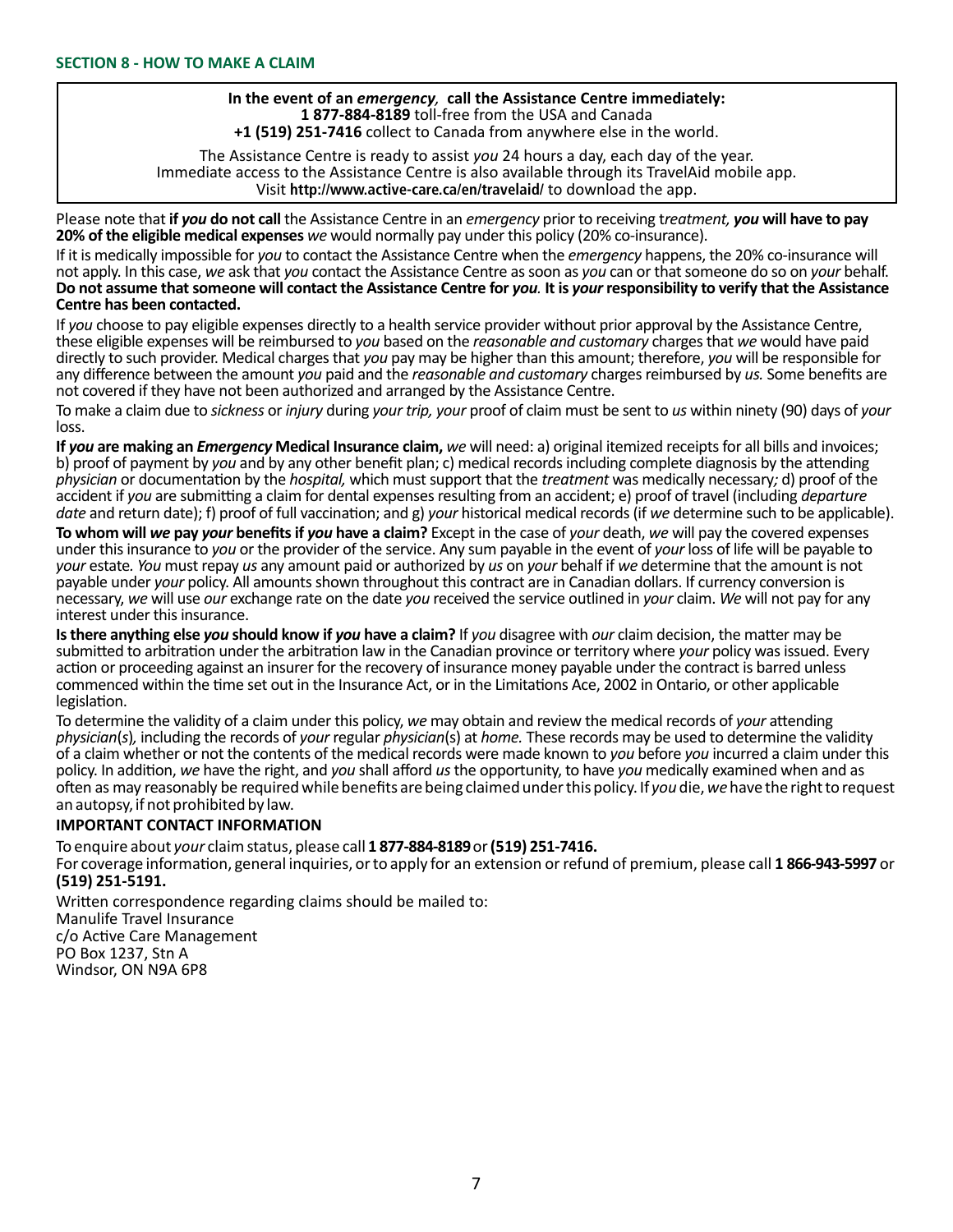## SECTION 8 - HOW TO MAKE A CLAIM

> **In the event of an *emergency*, call the Assistance Centre immediately:**
> **1 877-884-8189** toll-free from the USA and Canada
> **+1 (519) 251-7416** collect to Canada from anywhere else in the world.
>
> The Assistance Centre is ready to assist *you* 24 hours a day, each day of the year.
> Immediate access to the Assistance Centre is also available through its TravelAid mobile app.
> Visit **http://www.active-care.ca/en/travelaid/** to download the app.

Please note that **if *you* do not call** the Assistance Centre in an *emergency* prior to receiving t*reatment, **you*** **will have to pay 20% of the eligible medical expenses** *we* would normally pay under this policy (20% co-insurance).

If it is medically impossible for *you* to contact the Assistance Centre when the *emergency* happens, the 20% co-insurance will not apply. In this case, *we* ask that *you* contact the Assistance Centre as soon as *you* can or that someone do so on *your* behalf. **Do not assume that someone will contact the Assistance Centre for *you*. It is *your* responsibility to verify that the Assistance Centre has been contacted.**

If *you* choose to pay eligible expenses directly to a health service provider without prior approval by the Assistance Centre, these eligible expenses will be reimbursed to *you* based on the *reasonable and customary* charges that *we* would have paid directly to such provider. Medical charges that *you* pay may be higher than this amount; therefore, *you* will be responsible for any difference between the amount *you* paid and the *reasonable and customary* charges reimbursed by *us.* Some benefits are not covered if they have not been authorized and arranged by the Assistance Centre.

To make a claim due to *sickness* or *injury* during *your trip, your* proof of claim must be sent to *us* within ninety (90) days of *your* loss.

**If *you* are making an *Emergency* Medical Insurance claim,** *we* will need: a) original itemized receipts for all bills and invoices; b) proof of payment by *you* and by any other benefit plan; c) medical records including complete diagnosis by the attending *physician* or documentation by the *hospital,* which must support that the *treatment* was medically necessary*;* d) proof of the accident if *you* are submitting a claim for dental expenses resulting from an accident; e) proof of travel (including *departure date* and return date); f) proof of full vaccination; and g) *your* historical medical records (if *we* determine such to be applicable).

**To whom will *we* pay *your* benefits if *you* have a claim?** Except in the case of *your* death, *we* will pay the covered expenses under this insurance to *you* or the provider of the service. Any sum payable in the event of *your* loss of life will be payable to *your* estate. *You* must repay *us* any amount paid or authorized by *us* on *your* behalf if *we* determine that the amount is not payable under *your* policy. All amounts shown throughout this contract are in Canadian dollars. If currency conversion is necessary, *we* will use *our* exchange rate on the date *you* received the service outlined in *your* claim. *We* will not pay for any interest under this insurance.

**Is there anything else *you* should know if *you* have a claim?** If *you* disagree with *our* claim decision, the matter may be submitted to arbitration under the arbitration law in the Canadian province or territory where *your* policy was issued. Every action or proceeding against an insurer for the recovery of insurance money payable under the contract is barred unless commenced within the time set out in the Insurance Act, or in the Limitations Ace, 2002 in Ontario, or other applicable legislation.

To determine the validity of a claim under this policy, *we* may obtain and review the medical records of *your* attending *physician*(*s*)*,* including the records of *your* regular *physician*(s) at *home.* These records may be used to determine the validity of a claim whether or not the contents of the medical records were made known to *you* before *you* incurred a claim under this policy. In addition, *we* have the right, and *you* shall afford *us* the opportunity, to have *you* medically examined when and as often as may reasonably be required while benefits are being claimed under this policy. If *you* die, *we* have the right to request an autopsy, if not prohibited by law.

**IMPORTANT CONTACT INFORMATION**

To enquire about *your* claim status, please call **1 877-884-8189** or **(519) 251-7416.**

For coverage information, general inquiries, or to apply for an extension or refund of premium, please call **1 866-943-5997** or **(519) 251-5191.**

Written correspondence regarding claims should be mailed to:
Manulife Travel Insurance
c/o Active Care Management
PO Box 1237, Stn A
Windsor, ON N9A 6P8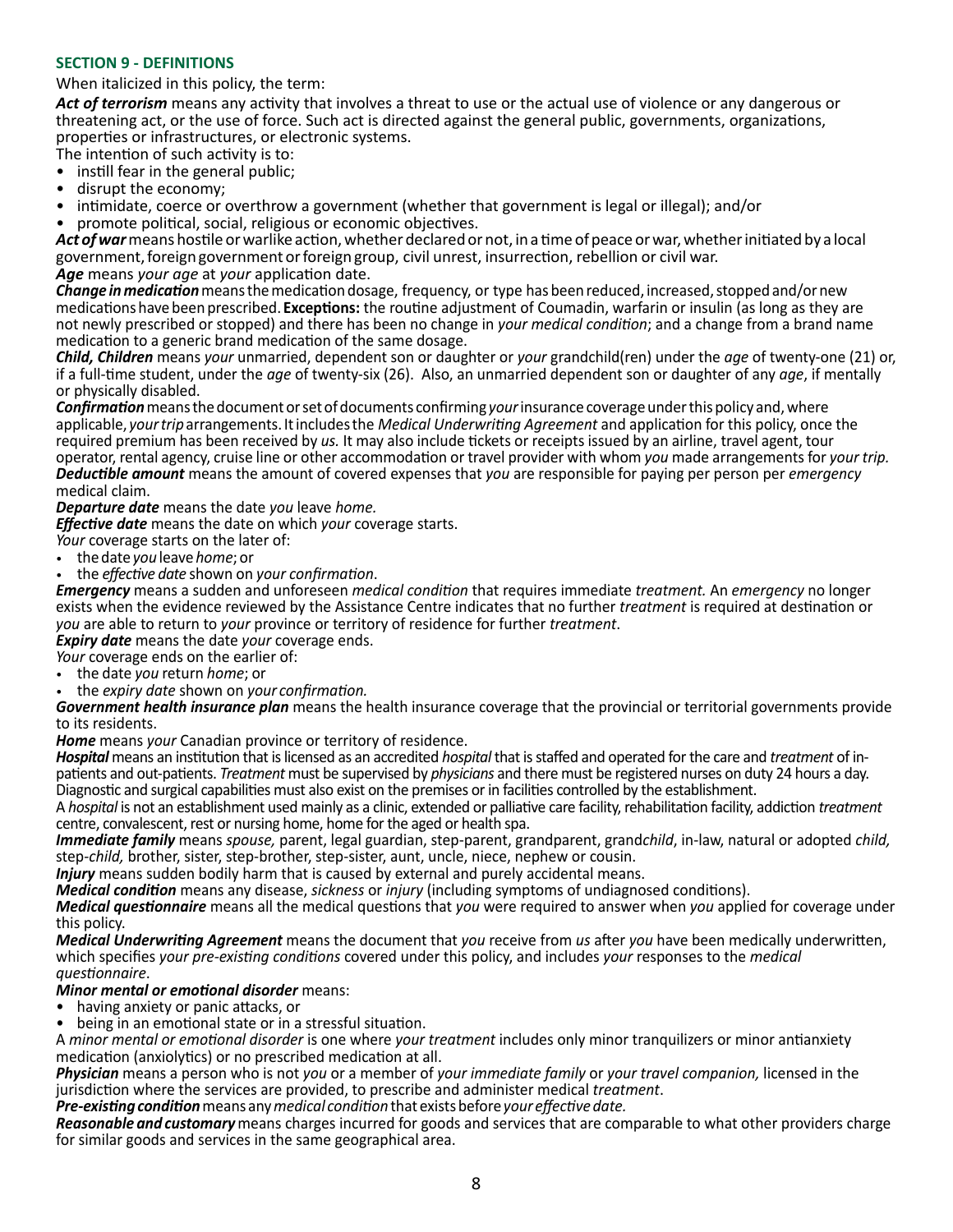## SECTION 9 - DEFINITIONS

When italicized in this policy, the term:

***Act of terrorism*** means any activity that involves a threat to use or the actual use of violence or any dangerous or threatening act, or the use of force. Such act is directed against the general public, governments, organizations, properties or infrastructures, or electronic systems.

The intention of such activity is to:

- instill fear in the general public;
- disrupt the economy;
- intimidate, coerce or overthrow a government (whether that government is legal or illegal); and/or
- promote political, social, religious or economic objectives.

***Act of war*** means hostile or warlike action, whether declared or not, in a time of peace or war, whether initiated by a local government, foreign government or foreign group, civil unrest, insurrection, rebellion or civil war.

***Age*** means *your age* at *your* application date.

***Change in medication*** means the medication dosage, frequency, or type has been reduced, increased, stopped and/or new medications have been prescribed. **Exceptions:** the routine adjustment of Coumadin, warfarin or insulin (as long as they are not newly prescribed or stopped) and there has been no change in *your medical condition*; and a change from a brand name medication to a generic brand medication of the same dosage.

***Child, Children*** means *your* unmarried, dependent son or daughter or *your* grandchild(ren) under the *age* of twenty-one (21) or, if a full-time student, under the *age* of twenty-six (26). Also, an unmarried dependent son or daughter of any *age*, if mentally or physically disabled.

***Confirmation*** means the document or set of documents confirming *your* insurance coverage under this policy and, where applicable, *your trip* arrangements. It includes the *Medical Underwriting Agreement* and application for this policy, once the required premium has been received by *us.* It may also include tickets or receipts issued by an airline, travel agent, tour operator, rental agency, cruise line or other accommodation or travel provider with whom *you* made arrangements for *your trip.*

***Deductible amount*** means the amount of covered expenses that *you* are responsible for paying per person per *emergency* medical claim.

***Departure date*** means the date *you* leave *home.*

***Effective date*** means the date on which *your* coverage starts.

*Your* coverage starts on the later of:

- the date *you* leave *home*; or
- the *effective date* shown on *your confirmation*.

***Emergency*** means a sudden and unforeseen *medical condition* that requires immediate *treatment.* An *emergency* no longer exists when the evidence reviewed by the Assistance Centre indicates that no further *treatment* is required at destination or *you* are able to return to *your* province or territory of residence for further *treatment*.

***Expiry date*** means the date *your* coverage ends.

*Your* coverage ends on the earlier of:

- the date *you* return *home*; or
- the *expiry date* shown on *your confirmation.*

***Government health insurance plan*** means the health insurance coverage that the provincial or territorial governments provide to its residents.

***Home*** means *your* Canadian province or territory of residence.

***Hospital*** means an institution that is licensed as an accredited *hospital* that is staffed and operated for the care and *treatment* of in-patients and out-patients. *Treatment* must be supervised by *physicians* and there must be registered nurses on duty 24 hours a day. Diagnostic and surgical capabilities must also exist on the premises or in facilities controlled by the establishment.

A *hospital* is not an establishment used mainly as a clinic, extended or palliative care facility, rehabilitation facility, addiction *treatment* centre, convalescent, rest or nursing home, home for the aged or health spa.

***Immediate family*** means *spouse,* parent, legal guardian, step-parent, grandparent, grand*child*, in-law, natural or adopted *child,* step-*child,* brother, sister, step-brother, step-sister, aunt, uncle, niece, nephew or cousin.

***Injury*** means sudden bodily harm that is caused by external and purely accidental means.

***Medical condition*** means any disease, *sickness* or *injury* (including symptoms of undiagnosed conditions).

***Medical questionnaire*** means all the medical questions that *you* were required to answer when *you* applied for coverage under this policy.

***Medical Underwriting Agreement*** means the document that *you* receive from *us* after *you* have been medically underwritten, which specifies *your pre-existing conditions* covered under this policy, and includes *your* responses to the *medical questionnaire*.

***Minor mental or emotional disorder*** means:

- having anxiety or panic attacks, or
- being in an emotional state or in a stressful situation.

A *minor mental or emotional disorder* is one where *your treatment* includes only minor tranquilizers or minor antianxiety medication (anxiolytics) or no prescribed medication at all.

***Physician*** means a person who is not *you* or a member of *your immediate family* or *your travel companion,* licensed in the jurisdiction where the services are provided, to prescribe and administer medical *treatment*.

***Pre-existing condition*** means any *medical condition* that exists before *your effective date.*

***Reasonable and customary*** means charges incurred for goods and services that are comparable to what other providers charge for similar goods and services in the same geographical area.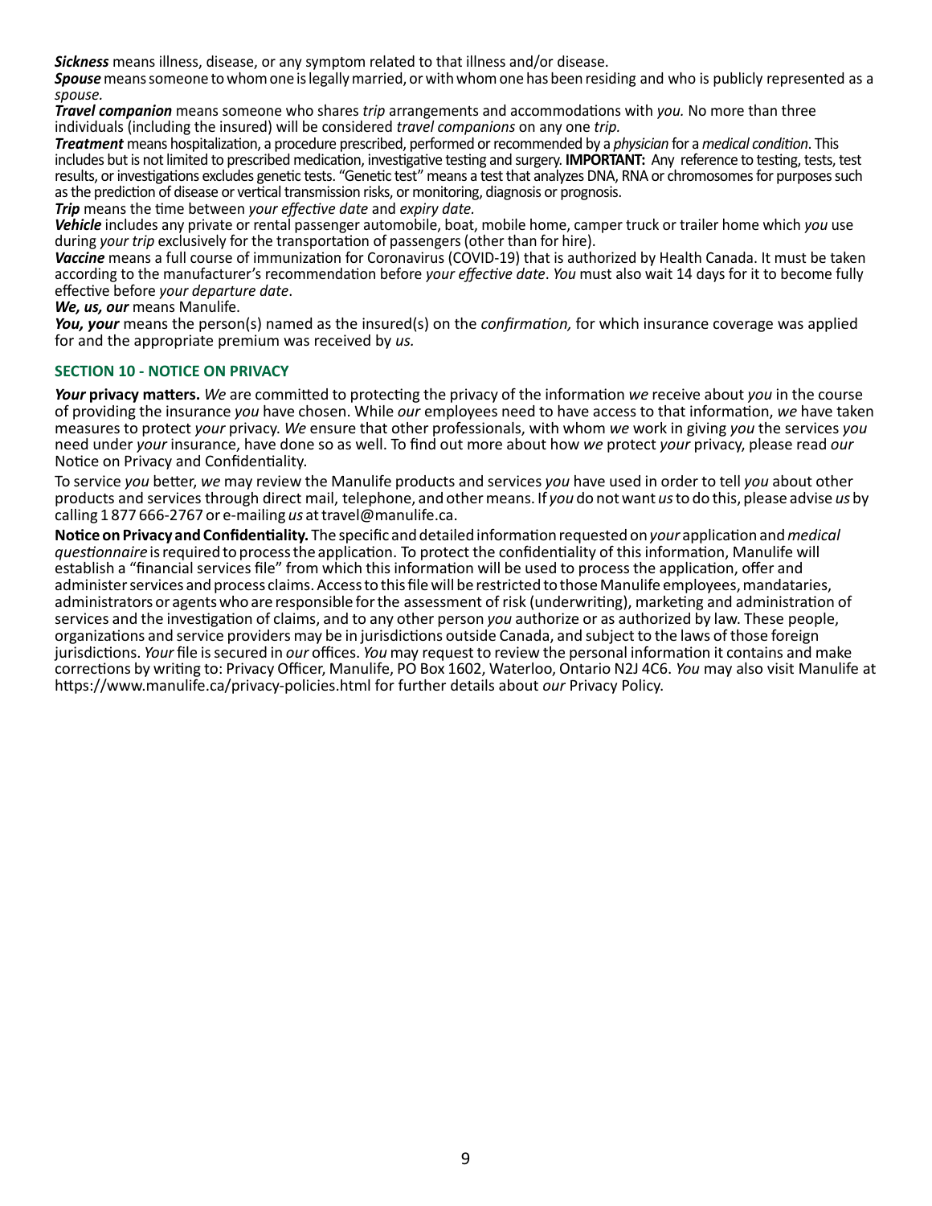***Sickness*** means illness, disease, or any symptom related to that illness and/or disease.

***Spouse*** means someone to whom one is legally married, or with whom one has been residing and who is publicly represented as a *spouse.*

***Travel companion*** means someone who shares *trip* arrangements and accommodations with *you.* No more than three individuals (including the insured) will be considered *travel companions* on any one *trip.*

***Treatment*** means hospitalization, a procedure prescribed, performed or recommended by a *physician* for a *medical condition*. This includes but is not limited to prescribed medication, investigative testing and surgery. **IMPORTANT:** Any reference to testing, tests, test results, or investigations excludes genetic tests. "Genetic test" means a test that analyzes DNA, RNA or chromosomes for purposes such as the prediction of disease or vertical transmission risks, or monitoring, diagnosis or prognosis.

***Trip*** means the time between *your effective date* and *expiry date.*

***Vehicle*** includes any private or rental passenger automobile, boat, mobile home, camper truck or trailer home which *you* use during *your trip* exclusively for the transportation of passengers (other than for hire).

***Vaccine*** means a full course of immunization for Coronavirus (COVID-19) that is authorized by Health Canada. It must be taken according to the manufacturer's recommendation before *your effective date*. *You* must also wait 14 days for it to become fully effective before *your departure date*.

***We, us, our*** means Manulife.

***You, your*** means the person(s) named as the insured(s) on the *confirmation,* for which insurance coverage was applied for and the appropriate premium was received by *us.*

## SECTION 10 - NOTICE ON PRIVACY

***Your* privacy matters.** *We* are committed to protecting the privacy of the information *we* receive about *you* in the course of providing the insurance *you* have chosen. While *our* employees need to have access to that information, *we* have taken measures to protect *your* privacy. *We* ensure that other professionals, with whom *we* work in giving *you* the services *you* need under *your* insurance, have done so as well. To find out more about how *we* protect *your* privacy, please read *our* Notice on Privacy and Confidentiality.

To service *you* better, *we* may review the Manulife products and services *you* have used in order to tell *you* about other products and services through direct mail, telephone, and other means. If *you* do not want *us* to do this, please advise *us* by calling 1 877 666-2767 or e-mailing *us* at travel@manulife.ca.

**Notice on Privacy and Confidentiality.** The specific and detailed information requested on *your* application and *medical questionnaire* is required to process the application. To protect the confidentiality of this information, Manulife will establish a "financial services file" from which this information will be used to process the application, offer and administer services and process claims. Access to this file will be restricted to those Manulife employees, mandataries, administrators or agents who are responsible for the assessment of risk (underwriting), marketing and administration of services and the investigation of claims, and to any other person *you* authorize or as authorized by law. These people, organizations and service providers may be in jurisdictions outside Canada, and subject to the laws of those foreign jurisdictions. *Your* file is secured in *our* offices. *You* may request to review the personal information it contains and make corrections by writing to: Privacy Officer, Manulife, PO Box 1602, Waterloo, Ontario N2J 4C6. *You* may also visit Manulife at https://www.manulife.ca/privacy-policies.html for further details about *our* Privacy Policy.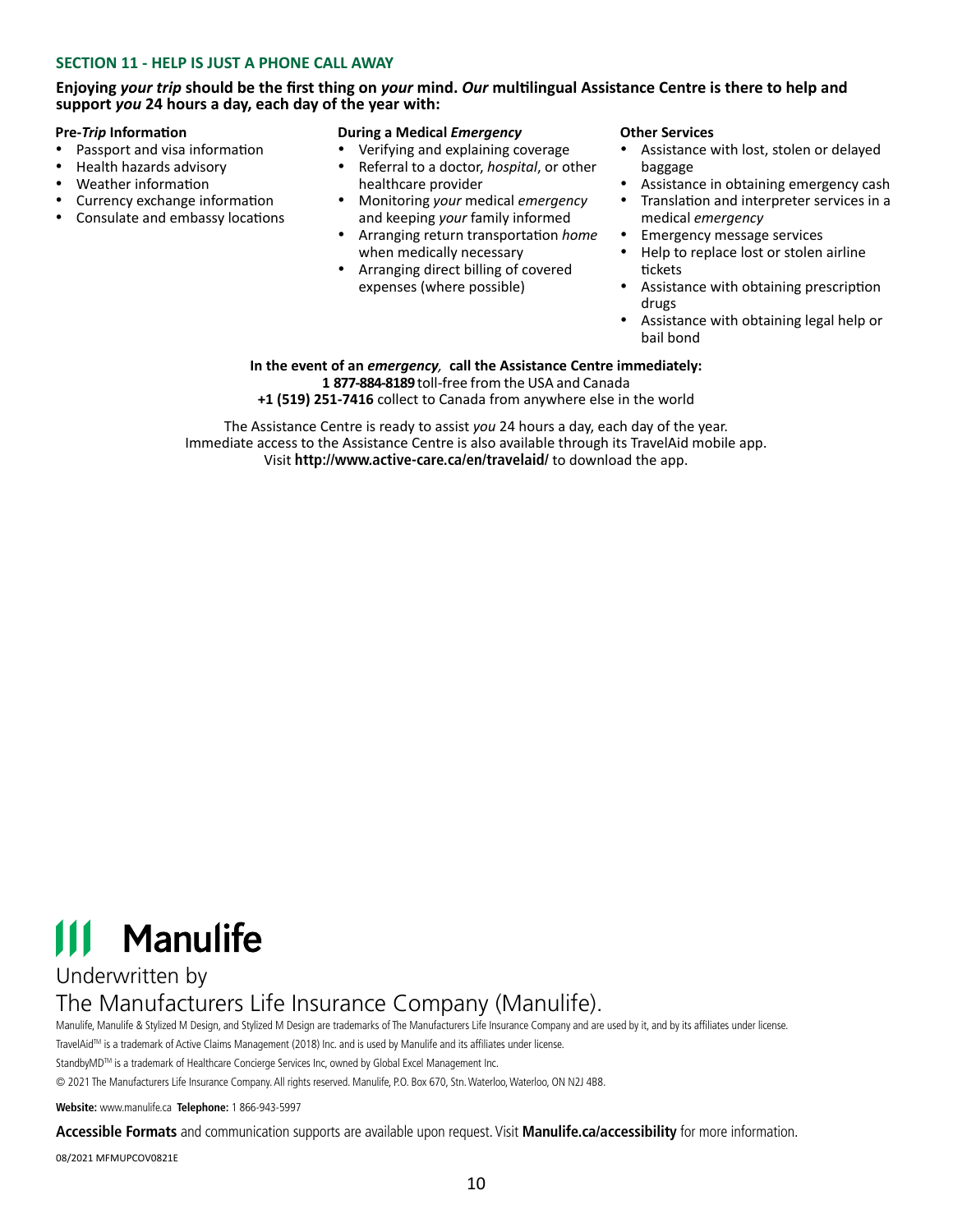## SECTION 11 - HELP IS JUST A PHONE CALL AWAY

**Enjoying *your trip* should be the first thing on *your* mind. *Our* multilingual Assistance Centre is there to help and support *you* 24 hours a day, each day of the year with:**

**Pre-*Trip* Information**

- Passport and visa information
- Health hazards advisory
- Weather information
- Currency exchange information
- Consulate and embassy locations

**During a Medical *Emergency***

- Verifying and explaining coverage
- Referral to a doctor, *hospital*, or other healthcare provider
- Monitoring *your* medical *emergency* and keeping *your* family informed
- Arranging return transportation *home* when medically necessary
- Arranging direct billing of covered expenses (where possible)

**Other Services**

- Assistance with lost, stolen or delayed baggage
- Assistance in obtaining emergency cash
- Translation and interpreter services in a medical *emergency*
- Emergency message services
- Help to replace lost or stolen airline tickets
- Assistance with obtaining prescription drugs
- Assistance with obtaining legal help or bail bond

**In the event of an *emergency*, call the Assistance Centre immediately:**
**1 877-884-8189** toll-free from the USA and Canada
**+1 (519) 251-7416** collect to Canada from anywhere else in the world

The Assistance Centre is ready to assist *you* 24 hours a day, each day of the year.
Immediate access to the Assistance Centre is also available through its TravelAid mobile app.
Visit **http://www.active-care.ca/en/travelaid/** to download the app.

Manulife

Underwritten by
The Manufacturers Life Insurance Company (Manulife).

Manulife, Manulife & Stylized M Design, and Stylized M Design are trademarks of The Manufacturers Life Insurance Company and are used by it, and by its affiliates under license.

TravelAid™ is a trademark of Active Claims Management (2018) Inc. and is used by Manulife and its affiliates under license.

StandbyMD™ is a trademark of Healthcare Concierge Services Inc, owned by Global Excel Management Inc.

© 2021 The Manufacturers Life Insurance Company. All rights reserved. Manulife, P.O. Box 670, Stn. Waterloo, Waterloo, ON N2J 4B8.

**Website:** www.manulife.ca **Telephone:** 1 866-943-5997

**Accessible Formats** and communication supports are available upon request. Visit **Manulife.ca/accessibility** for more information.

08/2021 MFMUPCOV0821E